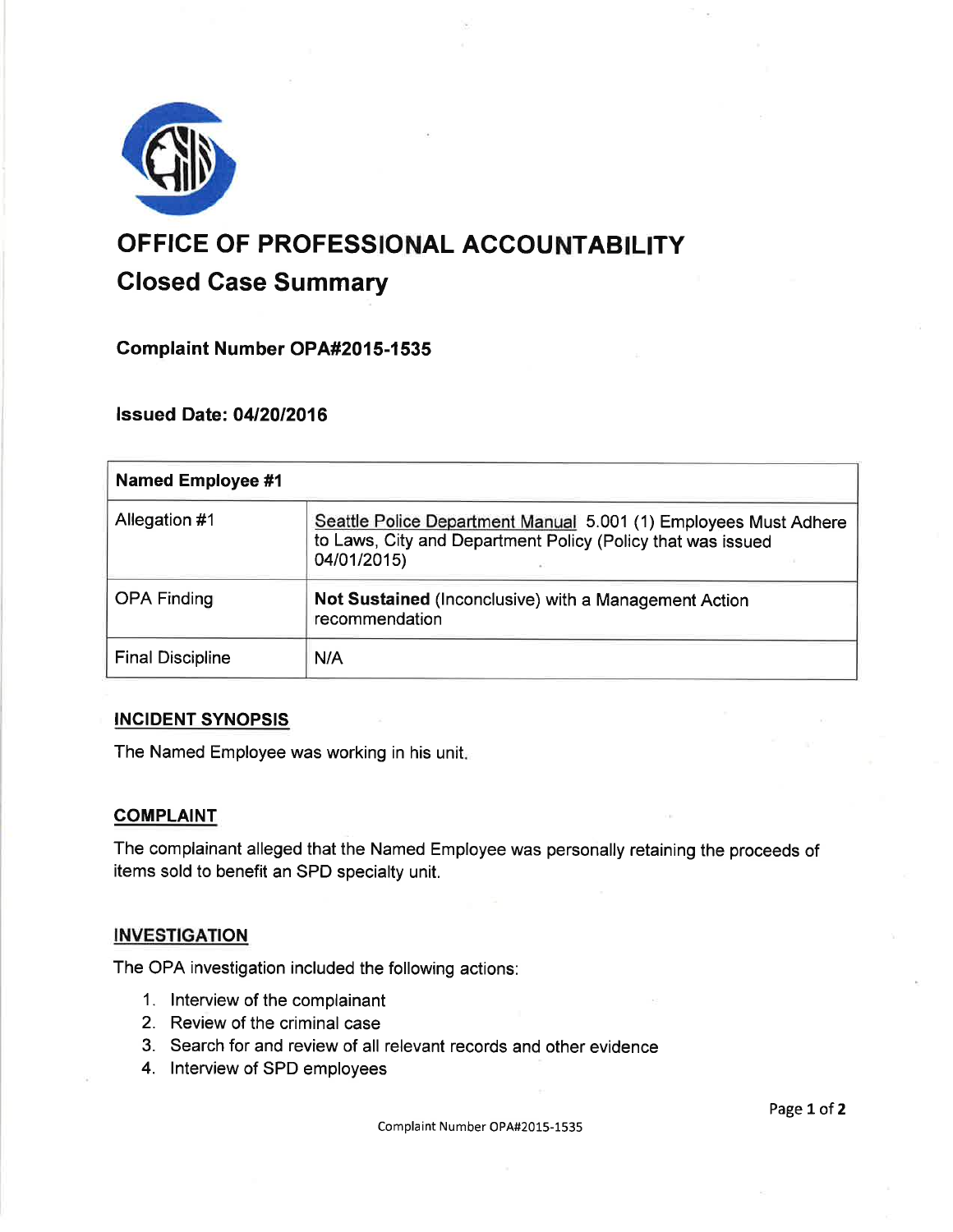# OFFICE OF PROFESSIONAL ACCOUNTABILITY

## Closed Case Summary

### Complaint Number OPA#2015-1535

### Issued Date: 04/20/2016

| Named Employee #1 | |
|---|---|
| Allegation #1 | Seattle Police Department Manual 5.001 (1) Employees Must Adhere to Laws, City and Department Policy (Policy that was issued 04/01/2015) |
| OPA Finding | **Not Sustained** (Inconclusive) with a Management Action recommendation |
| Final Discipline | N/A |

## INCIDENT SYNOPSIS

The Named Employee was working in his unit.

## COMPLAINT

The complainant alleged that the Named Employee was personally retaining the proceeds of items sold to benefit an SPD specialty unit.

## INVESTIGATION

The OPA investigation included the following actions:

1. Interview of the complainant
2. Review of the criminal case
3. Search for and review of all relevant records and other evidence
4. Interview of SPD employees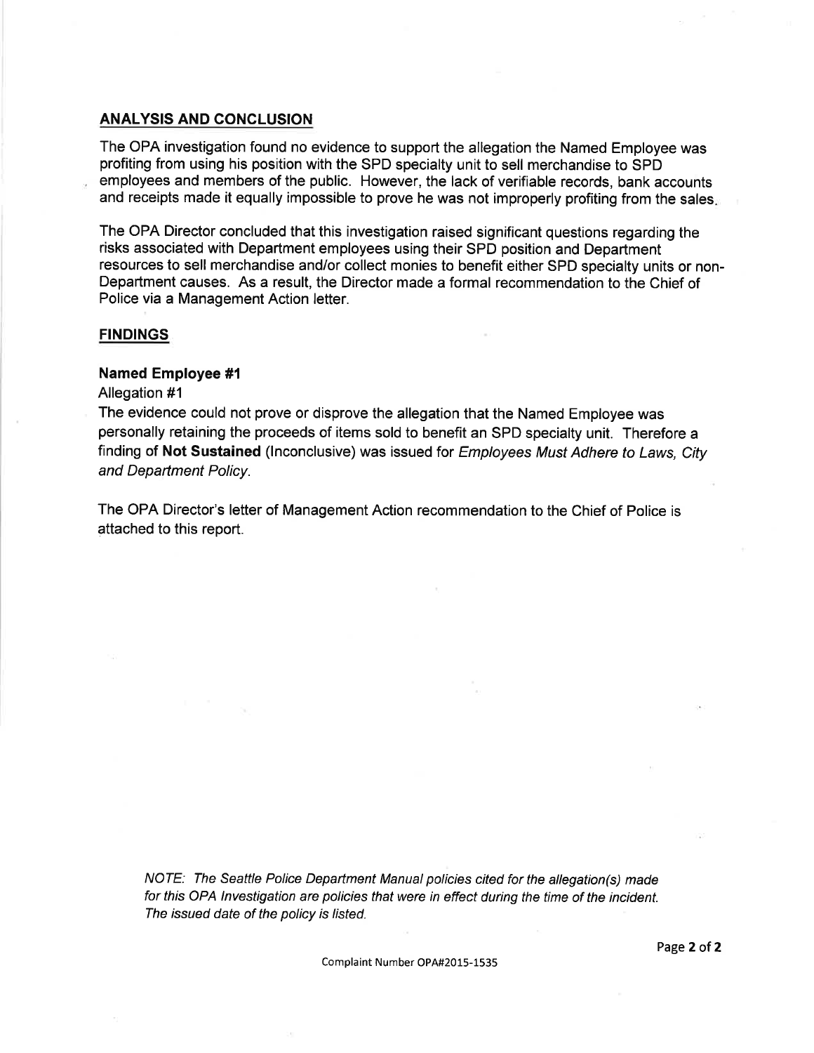## ANALYSIS AND CONCLUSION

The OPA investigation found no evidence to support the allegation the Named Employee was profiting from using his position with the SPD specialty unit to sell merchandise to SPD employees and members of the public. However, the lack of verifiable records, bank accounts and receipts made it equally impossible to prove he was not improperly profiting from the sales.

The OPA Director concluded that this investigation raised significant questions regarding the risks associated with Department employees using their SPD position and Department resources to sell merchandise and/or collect monies to benefit either SPD specialty units or non-Department causes. As a result, the Director made a formal recommendation to the Chief of Police via a Management Action letter.

## FINDINGS

### Named Employee #1

Allegation #1

The evidence could not prove or disprove the allegation that the Named Employee was personally retaining the proceeds of items sold to benefit an SPD specialty unit. Therefore a finding of **Not Sustained** (Inconclusive) was issued for *Employees Must Adhere to Laws, City and Department Policy.*

The OPA Director's letter of Management Action recommendation to the Chief of Police is attached to this report.

*NOTE: The Seattle Police Department Manual policies cited for the allegation(s) made for this OPA Investigation are policies that were in effect during the time of the incident. The issued date of the policy is listed.*

Complaint Number OPA#2015-1535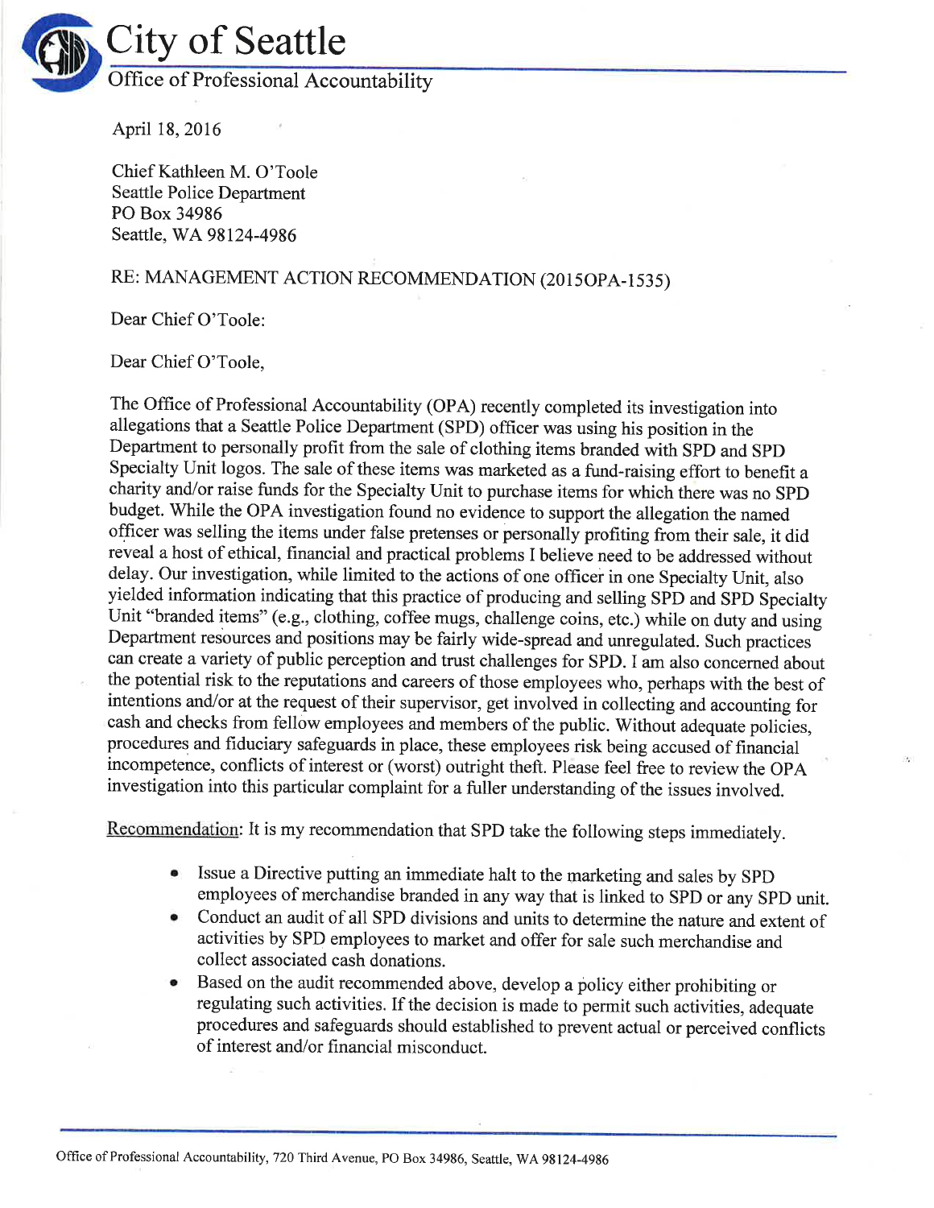# City of Seattle

## Office of Professional Accountability

April 18, 2016

Chief Kathleen M. O'Toole
Seattle Police Department
PO Box 34986
Seattle, WA 98124-4986

RE: MANAGEMENT ACTION RECOMMENDATION (2015OPA-1535)

Dear Chief O'Toole:

Dear Chief O'Toole,

The Office of Professional Accountability (OPA) recently completed its investigation into allegations that a Seattle Police Department (SPD) officer was using his position in the Department to personally profit from the sale of clothing items branded with SPD and SPD Specialty Unit logos. The sale of these items was marketed as a fund-raising effort to benefit a charity and/or raise funds for the Specialty Unit to purchase items for which there was no SPD budget. While the OPA investigation found no evidence to support the allegation the named officer was selling the items under false pretenses or personally profiting from their sale, it did reveal a host of ethical, financial and practical problems I believe need to be addressed without delay. Our investigation, while limited to the actions of one officer in one Specialty Unit, also yielded information indicating that this practice of producing and selling SPD and SPD Specialty Unit "branded items" (e.g., clothing, coffee mugs, challenge coins, etc.) while on duty and using Department resources and positions may be fairly wide-spread and unregulated. Such practices can create a variety of public perception and trust challenges for SPD. I am also concerned about the potential risk to the reputations and careers of those employees who, perhaps with the best of intentions and/or at the request of their supervisor, get involved in collecting and accounting for cash and checks from fellow employees and members of the public. Without adequate policies, procedures and fiduciary safeguards in place, these employees risk being accused of financial incompetence, conflicts of interest or (worst) outright theft. Please feel free to review the OPA investigation into this particular complaint for a fuller understanding of the issues involved.

Recommendation: It is my recommendation that SPD take the following steps immediately.

- Issue a Directive putting an immediate halt to the marketing and sales by SPD employees of merchandise branded in any way that is linked to SPD or any SPD unit.
- Conduct an audit of all SPD divisions and units to determine the nature and extent of activities by SPD employees to market and offer for sale such merchandise and collect associated cash donations.
- Based on the audit recommended above, develop a policy either prohibiting or regulating such activities. If the decision is made to permit such activities, adequate procedures and safeguards should established to prevent actual or perceived conflicts of interest and/or financial misconduct.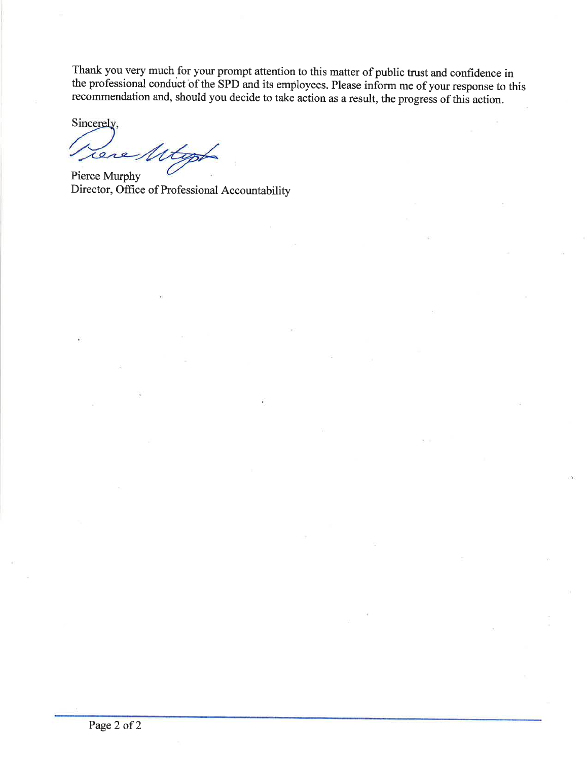Thank you very much for your prompt attention to this matter of public trust and confidence in the professional conduct of the SPD and its employees. Please inform me of your response to this recommendation and, should you decide to take action as a result, the progress of this action.

Sincerely,

Pierce Murphy
Director, Office of Professional Accountability